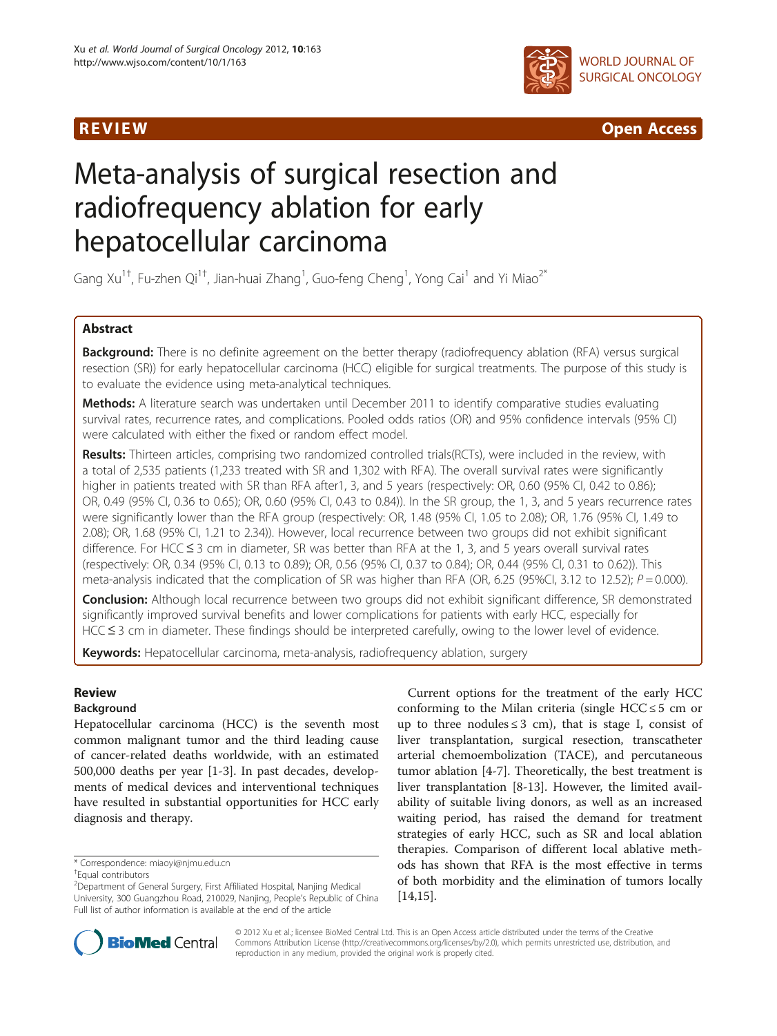REVIEW Open Access

# Meta-analysis of surgical resection and radiofrequency ablation for early hepatocellular carcinoma

Gang Xu[1†], Fu-zhen Qi[1†], Jian-huai Zhang[1], Guo-feng Cheng[1], Yong Cai[1] and Yi Miao[2*]

## Abstract

**Background:** There is no definite agreement on the better therapy (radiofrequency ablation (RFA) versus surgical resection (SR)) for early hepatocellular carcinoma (HCC) eligible for surgical treatments. The purpose of this study is to evaluate the evidence using meta-analytical techniques.

**Methods:** A literature search was undertaken until December 2011 to identify comparative studies evaluating survival rates, recurrence rates, and complications. Pooled odds ratios (OR) and 95% confidence intervals (95% CI) were calculated with either the fixed or random effect model.

**Results:** Thirteen articles, comprising two randomized controlled trials(RCTs), were included in the review, with a total of 2,535 patients (1,233 treated with SR and 1,302 with RFA). The overall survival rates were significantly higher in patients treated with SR than RFA after1, 3, and 5 years (respectively: OR, 0.60 (95% CI, 0.42 to 0.86); OR, 0.49 (95% CI, 0.36 to 0.65); OR, 0.60 (95% CI, 0.43 to 0.84)). In the SR group, the 1, 3, and 5 years recurrence rates were significantly lower than the RFA group (respectively: OR, 1.48 (95% CI, 1.05 to 2.08); OR, 1.76 (95% CI, 1.49 to 2.08); OR, 1.68 (95% CI, 1.21 to 2.34)). However, local recurrence between two groups did not exhibit significant difference. For HCC ≤ 3 cm in diameter, SR was better than RFA at the 1, 3, and 5 years overall survival rates (respectively: OR, 0.34 (95% CI, 0.13 to 0.89); OR, 0.56 (95% CI, 0.37 to 0.84); OR, 0.44 (95% CI, 0.31 to 0.62)). This meta-analysis indicated that the complication of SR was higher than RFA (OR, 6.25 (95%CI, 3.12 to 12.52); $P = 0.000$).

**Conclusion:** Although local recurrence between two groups did not exhibit significant difference, SR demonstrated significantly improved survival benefits and lower complications for patients with early HCC, especially for HCC ≤ 3 cm in diameter. These findings should be interpreted carefully, owing to the lower level of evidence.

**Keywords:** Hepatocellular carcinoma, meta-analysis, radiofrequency ablation, surgery

## Review

### Background

Hepatocellular carcinoma (HCC) is the seventh most common malignant tumor and the third leading cause of cancer-related deaths worldwide, with an estimated 500,000 deaths per year [1-3]. In past decades, developments of medical devices and interventional techniques have resulted in substantial opportunities for HCC early diagnosis and therapy.

Current options for the treatment of the early HCC conforming to the Milan criteria (single HCC ≤ 5 cm or up to three nodules ≤ 3 cm), that is stage I, consist of liver transplantation, surgical resection, transcatheter arterial chemoembolization (TACE), and percutaneous tumor ablation [4-7]. Theoretically, the best treatment is liver transplantation [8-13]. However, the limited availability of suitable living donors, as well as an increased waiting period, has raised the demand for treatment strategies of early HCC, such as SR and local ablation therapies. Comparison of different local ablative methods has shown that RFA is the most effective in terms of both morbidity and the elimination of tumors locally [14,15].

\* Correspondence: miaoyi@njmu.edu.cn
†Equal contributors
[2]Department of General Surgery, First Affiliated Hospital, Nanjing Medical University, 300 Guangzhou Road, 210029, Nanjing, People's Republic of China
Full list of author information is available at the end of the article

© 2012 Xu et al.; licensee BioMed Central Ltd. This is an Open Access article distributed under the terms of the Creative Commons Attribution License (http://creativecommons.org/licenses/by/2.0), which permits unrestricted use, distribution, and reproduction in any medium, provided the original work is properly cited.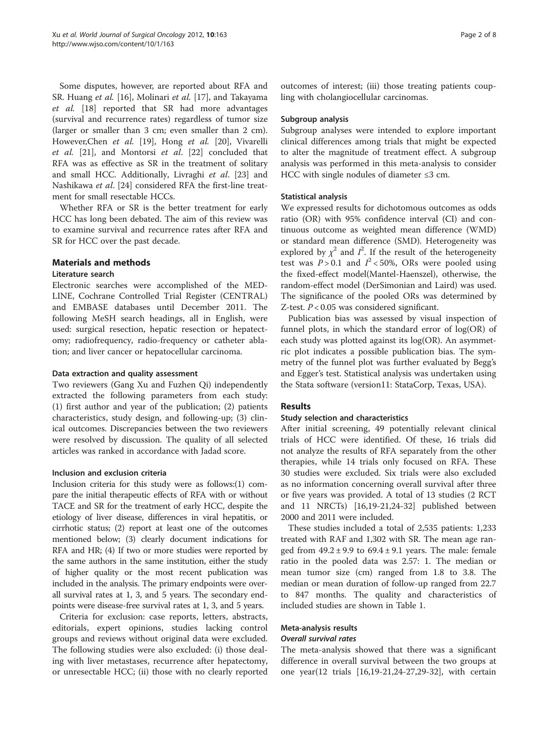Some disputes, however, are reported about RFA and SR. Huang *et al.* [16], Molinari *et al.* [17], and Takayama *et al.* [18] reported that SR had more advantages (survival and recurrence rates) regardless of tumor size (larger or smaller than 3 cm; even smaller than 2 cm). However,Chen *et al.* [19], Hong *et al.* [20], Vivarelli *et al.* [21], and Montorsi *et al*. [22] concluded that RFA was as effective as SR in the treatment of solitary and small HCC. Additionally, Livraghi *et al*. [23] and Nashikawa *et al*. [24] considered RFA the first-line treatment for small resectable HCCs.

Whether RFA or SR is the better treatment for early HCC has long been debated. The aim of this review was to examine survival and recurrence rates after RFA and SR for HCC over the past decade.

## Materials and methods

### Literature search

Electronic searches were accomplished of the MEDLINE, Cochrane Controlled Trial Register (CENTRAL) and EMBASE databases until December 2011. The following MeSH search headings, all in English, were used: surgical resection, hepatic resection or hepatectomy; radiofrequency, radio-frequency or catheter ablation; and liver cancer or hepatocellular carcinoma.

#### Data extraction and quality assessment

Two reviewers (Gang Xu and Fuzhen Qi) independently extracted the following parameters from each study: (1) first author and year of the publication; (2) patients characteristics, study design, and following-up; (3) clinical outcomes. Discrepancies between the two reviewers were resolved by discussion. The quality of all selected articles was ranked in accordance with Jadad score.

#### Inclusion and exclusion criteria

Inclusion criteria for this study were as follows:(1) compare the initial therapeutic effects of RFA with or without TACE and SR for the treatment of early HCC, despite the etiology of liver disease, differences in viral hepatitis, or cirrhotic status; (2) report at least one of the outcomes mentioned below; (3) clearly document indications for RFA and HR; (4) If two or more studies were reported by the same authors in the same institution, either the study of higher quality or the most recent publication was included in the analysis. The primary endpoints were overall survival rates at 1, 3, and 5 years. The secondary endpoints were disease-free survival rates at 1, 3, and 5 years.

Criteria for exclusion: case reports, letters, abstracts, editorials, expert opinions, studies lacking control groups and reviews without original data were excluded. The following studies were also excluded: (i) those dealing with liver metastases, recurrence after hepatectomy, or unresectable HCC; (ii) those with no clearly reported outcomes of interest; (iii) those treating patients coupling with cholangiocellular carcinomas.

#### Subgroup analysis

Subgroup analyses were intended to explore important clinical differences among trials that might be expected to alter the magnitude of treatment effect. A subgroup analysis was performed in this meta-analysis to consider HCC with single nodules of diameter ≤3 cm.

#### Statistical analysis

We expressed results for dichotomous outcomes as odds ratio (OR) with 95% confidence interval (CI) and continuous outcome as weighted mean difference (WMD) or standard mean difference (SMD). Heterogeneity was explored by $\chi^2$ and $I^2$. If the result of the heterogeneity test was $P > 0.1$ and $I^2 < 50\%$, ORs were pooled using the fixed-effect model(Mantel-Haenszel), otherwise, the random-effect model (DerSimonian and Laird) was used. The significance of the pooled ORs was determined by Z-test. $P < 0.05$ was considered significant.

Publication bias was assessed by visual inspection of funnel plots, in which the standard error of log(OR) of each study was plotted against its log(OR). An asymmetric plot indicates a possible publication bias. The symmetry of the funnel plot was further evaluated by Begg's and Egger's test. Statistical analysis was undertaken using the Stata software (version11: StataCorp, Texas, USA).

## Results

### Study selection and characteristics

After initial screening, 49 potentially relevant clinical trials of HCC were identified. Of these, 16 trials did not analyze the results of RFA separately from the other therapies, while 14 trials only focused on RFA. These 30 studies were excluded. Six trials were also excluded as no information concerning overall survival after three or five years was provided. A total of 13 studies (2 RCT and 11 NRCTs) [16,19-21,24-32] published between 2000 and 2011 were included.

These studies included a total of 2,535 patients: 1,233 treated with RAF and 1,302 with SR. The mean age ranged from 49.2 ± 9.9 to 69.4 ± 9.1 years. The male: female ratio in the pooled data was 2.57: 1. The median or mean tumor size (cm) ranged from 1.8 to 3.8. The median or mean duration of follow-up ranged from 22.7 to 847 months. The quality and characteristics of included studies are shown in Table 1.

### Meta-analysis results

#### *Overall survival rates*

The meta-analysis showed that there was a significant difference in overall survival between the two groups at one year(12 trials [16,19-21,24-27,29-32], with certain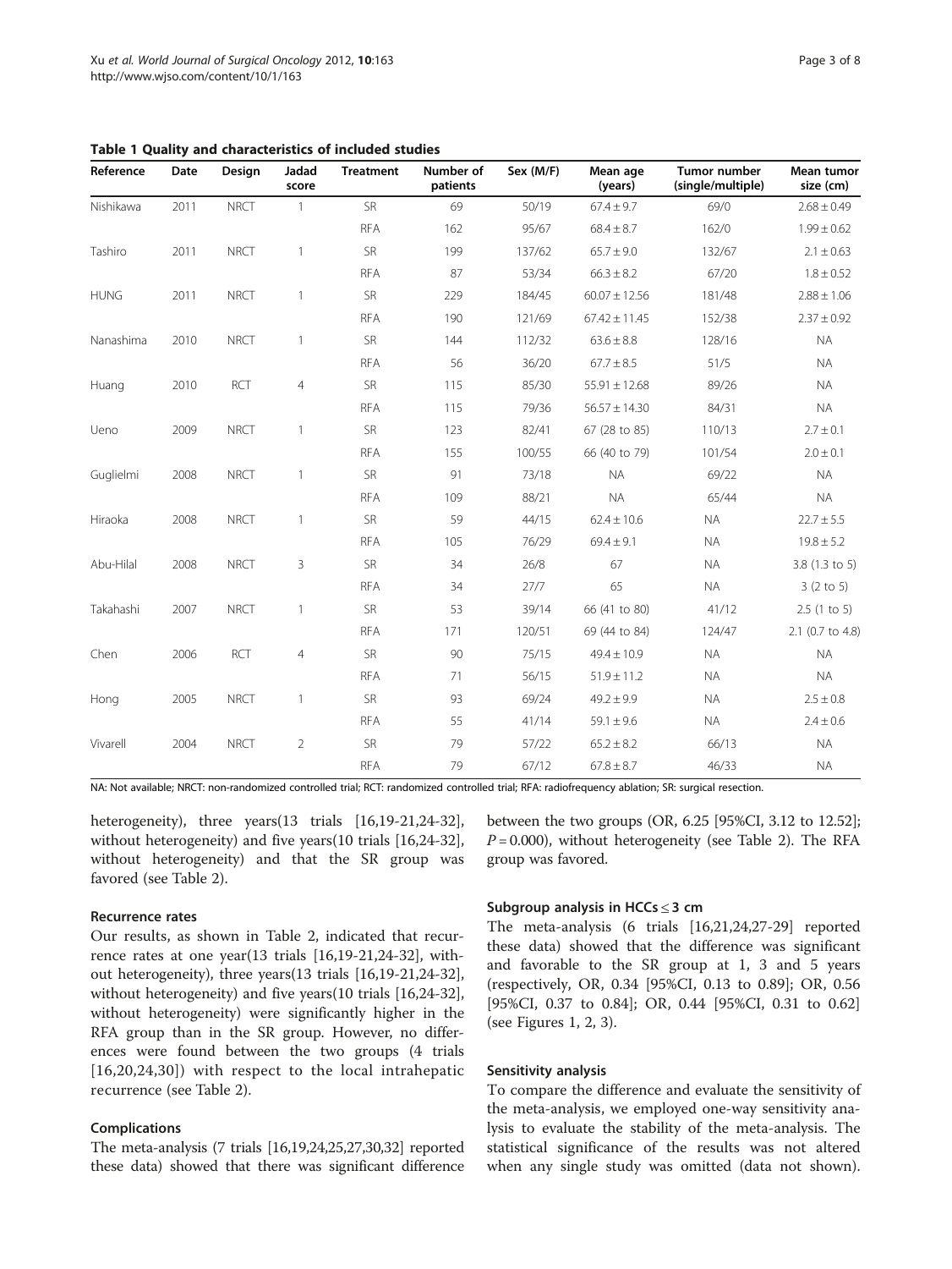**Table 1 Quality and characteristics of included studies**

| Reference | Date | Design | Jadad score | Treatment | Number of patients | Sex (M/F) | Mean age (years) | Tumor number (single/multiple) | Mean tumor size (cm) |
|---|---|---|---|---|---|---|---|---|---|
| Nishikawa | 2011 | NRCT | 1 | SR | 69 | 50/19 | 67.4 ± 9.7 | 69/0 | 2.68 ± 0.49 |
| | | | | RFA | 162 | 95/67 | 68.4 ± 8.7 | 162/0 | 1.99 ± 0.62 |
| Tashiro | 2011 | NRCT | 1 | SR | 199 | 137/62 | 65.7 ± 9.0 | 132/67 | 2.1 ± 0.63 |
| | | | | RFA | 87 | 53/34 | 66.3 ± 8.2 | 67/20 | 1.8 ± 0.52 |
| HUNG | 2011 | NRCT | 1 | SR | 229 | 184/45 | 60.07 ± 12.56 | 181/48 | 2.88 ± 1.06 |
| | | | | RFA | 190 | 121/69 | 67.42 ± 11.45 | 152/38 | 2.37 ± 0.92 |
| Nanashima | 2010 | NRCT | 1 | SR | 144 | 112/32 | 63.6 ± 8.8 | 128/16 | NA |
| | | | | RFA | 56 | 36/20 | 67.7 ± 8.5 | 51/5 | NA |
| Huang | 2010 | RCT | 4 | SR | 115 | 85/30 | 55.91 ± 12.68 | 89/26 | NA |
| | | | | RFA | 115 | 79/36 | 56.57 ± 14.30 | 84/31 | NA |
| Ueno | 2009 | NRCT | 1 | SR | 123 | 82/41 | 67 (28 to 85) | 110/13 | 2.7 ± 0.1 |
| | | | | RFA | 155 | 100/55 | 66 (40 to 79) | 101/54 | 2.0 ± 0.1 |
| Guglielmi | 2008 | NRCT | 1 | SR | 91 | 73/18 | NA | 69/22 | NA |
| | | | | RFA | 109 | 88/21 | NA | 65/44 | NA |
| Hiraoka | 2008 | NRCT | 1 | SR | 59 | 44/15 | 62.4 ± 10.6 | NA | 22.7 ± 5.5 |
| | | | | RFA | 105 | 76/29 | 69.4 ± 9.1 | NA | 19.8 ± 5.2 |
| Abu-Hilal | 2008 | NRCT | 3 | SR | 34 | 26/8 | 67 | NA | 3.8 (1.3 to 5) |
| | | | | RFA | 34 | 27/7 | 65 | NA | 3 (2 to 5) |
| Takahashi | 2007 | NRCT | 1 | SR | 53 | 39/14 | 66 (41 to 80) | 41/12 | 2.5 (1 to 5) |
| | | | | RFA | 171 | 120/51 | 69 (44 to 84) | 124/47 | 2.1 (0.7 to 4.8) |
| Chen | 2006 | RCT | 4 | SR | 90 | 75/15 | 49.4 ± 10.9 | NA | NA |
| | | | | RFA | 71 | 56/15 | 51.9 ± 11.2 | NA | NA |
| Hong | 2005 | NRCT | 1 | SR | 93 | 69/24 | 49.2 ± 9.9 | NA | 2.5 ± 0.8 |
| | | | | RFA | 55 | 41/14 | 59.1 ± 9.6 | NA | 2.4 ± 0.6 |
| Vivarell | 2004 | NRCT | 2 | SR | 79 | 57/22 | 65.2 ± 8.2 | 66/13 | NA |
| | | | | RFA | 79 | 67/12 | 67.8 ± 8.7 | 46/33 | NA |

NA: Not available; NRCT: non-randomized controlled trial; RCT: randomized controlled trial; RFA: radiofrequency ablation; SR: surgical resection.

heterogeneity), three years(13 trials [16,19-21,24-32], without heterogeneity) and five years(10 trials [16,24-32], without heterogeneity) and that the SR group was favored (see Table 2).

#### Recurrence rates

Our results, as shown in Table 2, indicated that recurrence rates at one year(13 trials [16,19-21,24-32], without heterogeneity), three years(13 trials [16,19-21,24-32], without heterogeneity) and five years(10 trials [16,24-32], without heterogeneity) were significantly higher in the RFA group than in the SR group. However, no differences were found between the two groups (4 trials [16,20,24,30]) with respect to the local intrahepatic recurrence (see Table 2).

#### Complications

The meta-analysis (7 trials [16,19,24,25,27,30,32] reported these data) showed that there was significant difference between the two groups (OR, 6.25 [95%CI, 3.12 to 12.52]; $P = 0.000$), without heterogeneity (see Table 2). The RFA group was favored.

#### Subgroup analysis in HCCs ≤ 3 cm

The meta-analysis (6 trials [16,21,24,27-29] reported these data) showed that the difference was significant and favorable to the SR group at 1, 3 and 5 years (respectively, OR, 0.34 [95%CI, 0.13 to 0.89]; OR, 0.56 [95%CI, 0.37 to 0.84]; OR, 0.44 [95%CI, 0.31 to 0.62] (see Figures 1, 2, 3).

#### Sensitivity analysis

To compare the difference and evaluate the sensitivity of the meta-analysis, we employed one-way sensitivity analysis to evaluate the stability of the meta-analysis. The statistical significance of the results was not altered when any single study was omitted (data not shown).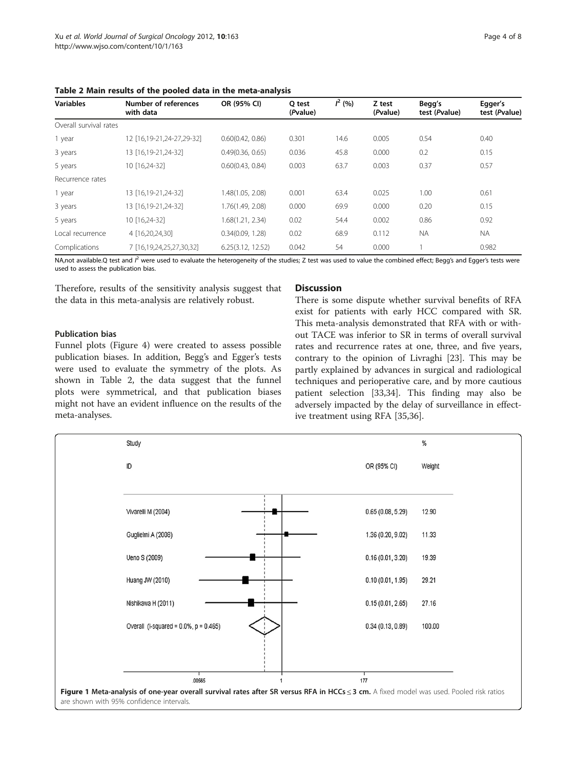**Table 2 Main results of the pooled data in the meta-analysis**

| Variables | Number of references with data | OR (95% CI) | Q test (*P*value) | $I^2$ (%) | Z test (*P*value) | Begg's test (*P*value) | Egger's test (*P*value) |
|---|---|---|---|---|---|---|---|
| Overall survival rates | | | | | | | |
| 1 year | 12 [16,19-21,24-27,29-32] | 0.60(0.42, 0.86) | 0.301 | 14.6 | 0.005 | 0.54 | 0.40 |
| 3 years | 13 [16,19-21,24-32] | 0.49(0.36, 0.65) | 0.036 | 45.8 | 0.000 | 0.2 | 0.15 |
| 5 years | 10 [16,24-32] | 0.60(0.43, 0.84) | 0.003 | 63.7 | 0.003 | 0.37 | 0.57 |
| Recurrence rates | | | | | | | |
| 1 year | 13 [16,19-21,24-32] | 1.48(1.05, 2.08) | 0.001 | 63.4 | 0.025 | 1.00 | 0.61 |
| 3 years | 13 [16,19-21,24-32] | 1.76(1.49, 2.08) | 0.000 | 69.9 | 0.000 | 0.20 | 0.15 |
| 5 years | 10 [16,24-32] | 1.68(1.21, 2.34) | 0.02 | 54.4 | 0.002 | 0.86 | 0.92 |
| Local recurrence | 4 [16,20,24,30] | 0.34(0.09, 1.28) | 0.02 | 68.9 | 0.112 | NA | NA |
| Complications | 7 [16,19,24,25,27,30,32] | 6.25(3.12, 12.52) | 0.042 | 54 | 0.000 | 1 | 0.982 |

NA,not available.Q test and $I^2$ were used to evaluate the heterogeneity of the studies; Z test was used to value the combined effect; Begg's and Egger's tests were used to assess the publication bias.

Therefore, results of the sensitivity analysis suggest that the data in this meta-analysis are relatively robust.

### Publication bias

Funnel plots (Figure 4) were created to assess possible publication biases. In addition, Begg's and Egger's tests were used to evaluate the symmetry of the plots. As shown in Table 2, the data suggest that the funnel plots were symmetrical, and that publication biases might not have an evident influence on the results of the meta-analyses.

## Discussion

There is some dispute whether survival benefits of RFA exist for patients with early HCC compared with SR. This meta-analysis demonstrated that RFA with or without TACE was inferior to SR in terms of overall survival rates and recurrence rates at one, three, and five years, contrary to the opinion of Livraghi [23]. This may be partly explained by advances in surgical and radiological techniques and perioperative care, and by more cautious patient selection [33,34]. This finding may also be adversely impacted by the delay of surveillance in effective treatment using RFA [35,36].

| Study ID | OR (95% CI) | % Weight |
|---|---|---|
| Vivarelli M (2004) | 0.65 (0.08, 5.29) | 12.90 |
| Guglielmi A (2008) | 1.36 (0.20, 9.02) | 11.33 |
| Ueno S (2009) | 0.16 (0.01, 3.20) | 19.39 |
| Huang JW (2010) | 0.10 (0.01, 1.95) | 29.21 |
| Nishikawa H (2011) | 0.15 (0.01, 2.65) | 27.16 |
| Overall (I-squared = 0.0%, p = 0.465) | 0.34 (0.13, 0.89) | 100.00 |

.00565 1 177

**Figure 1 Meta-analysis of one-year overall survival rates after SR versus RFA in HCCs ≤ 3 cm.** A fixed model was used. Pooled risk ratios are shown with 95% confidence intervals.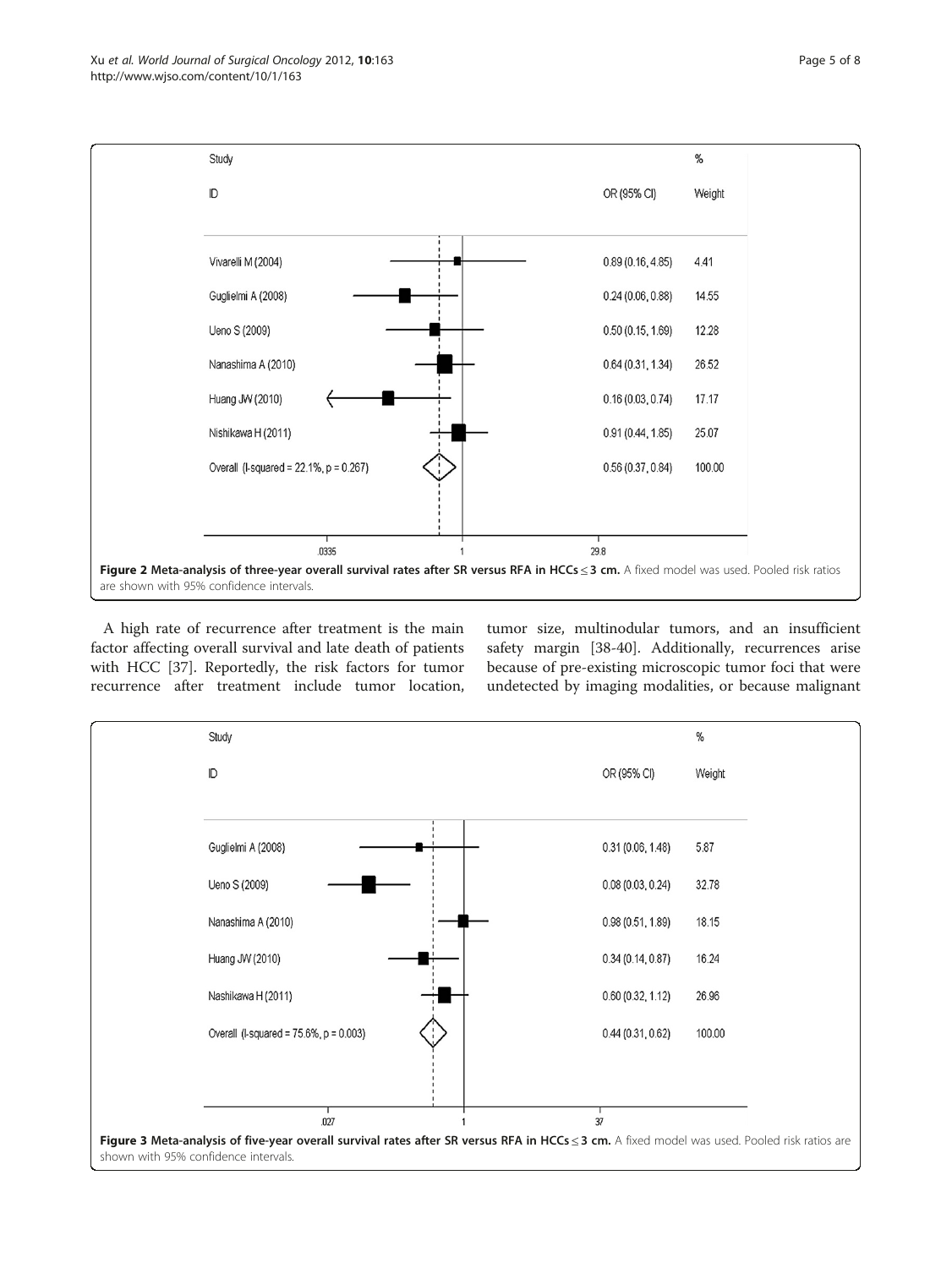| Study ID | OR (95% CI) | % Weight |
|---|---|---|
| Vivarelli M (2004) | 0.89 (0.16, 4.85) | 4.41 |
| Guglielmi A (2008) | 0.24 (0.06, 0.88) | 14.55 |
| Ueno S (2009) | 0.50 (0.15, 1.69) | 12.28 |
| Nanashima A (2010) | 0.64 (0.31, 1.34) | 26.52 |
| Huang JW (2010) | 0.16 (0.03, 0.74) | 17.17 |
| Nishikawa H (2011) | 0.91 (0.44, 1.85) | 25.07 |
| Overall (I-squared = 22.1%, p = 0.267) | 0.56 (0.37, 0.84) | 100.00 |

**Figure 2 Meta-analysis of three-year overall survival rates after SR versus RFA in HCCs ≤ 3 cm.** A fixed model was used. Pooled risk ratios are shown with 95% confidence intervals.

A high rate of recurrence after treatment is the main factor affecting overall survival and late death of patients with HCC [37]. Reportedly, the risk factors for tumor recurrence after treatment include tumor location, tumor size, multinodular tumors, and an insufficient safety margin [38-40]. Additionally, recurrences arise because of pre-existing microscopic tumor foci that were undetected by imaging modalities, or because malignant

| Study ID | OR (95% CI) | % Weight |
|---|---|---|
| Guglielmi A (2008) | 0.31 (0.06, 1.48) | 5.87 |
| Ueno S (2009) | 0.08 (0.03, 0.24) | 32.78 |
| Nanashima A (2010) | 0.98 (0.51, 1.89) | 18.15 |
| Huang JW (2010) | 0.34 (0.14, 0.87) | 16.24 |
| Nashikawa H (2011) | 0.60 (0.32, 1.12) | 26.96 |
| Overall (I-squared = 75.6%, p = 0.003) | 0.44 (0.31, 0.62) | 100.00 |

**Figure 3 Meta-analysis of five-year overall survival rates after SR versus RFA in HCCs ≤ 3 cm.** A fixed model was used. Pooled risk ratios are shown with 95% confidence intervals.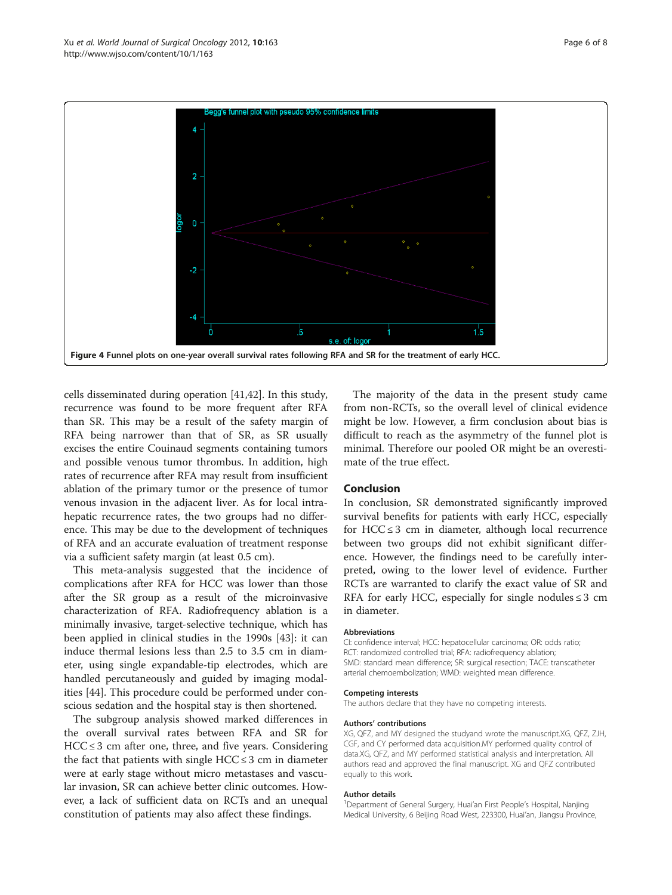Begg's funnel plot with pseudo 95% confidence limits

logor

4

2

0

-2

-4

0

.5

1

1.5

s.e. of: logor

**Figure 4 Funnel plots on one-year overall survival rates following RFA and SR for the treatment of early HCC.**

cells disseminated during operation [41,42]. In this study, recurrence was found to be more frequent after RFA than SR. This may be a result of the safety margin of RFA being narrower than that of SR, as SR usually excises the entire Couinaud segments containing tumors and possible venous tumor thrombus. In addition, high rates of recurrence after RFA may result from insufficient ablation of the primary tumor or the presence of tumor venous invasion in the adjacent liver. As for local intrahepatic recurrence rates, the two groups had no difference. This may be due to the development of techniques of RFA and an accurate evaluation of treatment response via a sufficient safety margin (at least 0.5 cm).

This meta-analysis suggested that the incidence of complications after RFA for HCC was lower than those after the SR group as a result of the microinvasive characterization of RFA. Radiofrequency ablation is a minimally invasive, target-selective technique, which has been applied in clinical studies in the 1990s [43]: it can induce thermal lesions less than 2.5 to 3.5 cm in diameter, using single expandable-tip electrodes, which are handled percutaneously and guided by imaging modalities [44]. This procedure could be performed under conscious sedation and the hospital stay is then shortened.

The subgroup analysis showed marked differences in the overall survival rates between RFA and SR for HCC ≤ 3 cm after one, three, and five years. Considering the fact that patients with single HCC ≤ 3 cm in diameter were at early stage without micro metastases and vascular invasion, SR can achieve better clinic outcomes. However, a lack of sufficient data on RCTs and an unequal constitution of patients may also affect these findings.

The majority of the data in the present study came from non-RCTs, so the overall level of clinical evidence might be low. However, a firm conclusion about bias is difficult to reach as the asymmetry of the funnel plot is minimal. Therefore our pooled OR might be an overestimate of the true effect.

## Conclusion

In conclusion, SR demonstrated significantly improved survival benefits for patients with early HCC, especially for HCC ≤ 3 cm in diameter, although local recurrence between two groups did not exhibit significant difference. However, the findings need to be carefully interpreted, owing to the lower level of evidence. Further RCTs are warranted to clarify the exact value of SR and RFA for early HCC, especially for single nodules ≤ 3 cm in diameter.

#### Abbreviations

CI: confidence interval; HCC: hepatocellular carcinoma; OR: odds ratio; RCT: randomized controlled trial; RFA: radiofrequency ablation; SMD: standard mean difference; SR: surgical resection; TACE: transcatheter arterial chemoembolization; WMD: weighted mean difference.

#### Competing interests

The authors declare that they have no competing interests.

#### Authors' contributions

XG, QFZ, and MY designed the studyand wrote the manuscript.XG, QFZ, ZJH, CGF, and CY performed data acquisition.MY performed quality control of data.XG, QFZ, and MY performed statistical analysis and interpretation. All authors read and approved the final manuscript. XG and QFZ contributed equally to this work.

#### Author details

[1]Department of General Surgery, Huai'an First People's Hospital, Nanjing Medical University, 6 Beijing Road West, 223300, Huai'an, Jiangsu Province,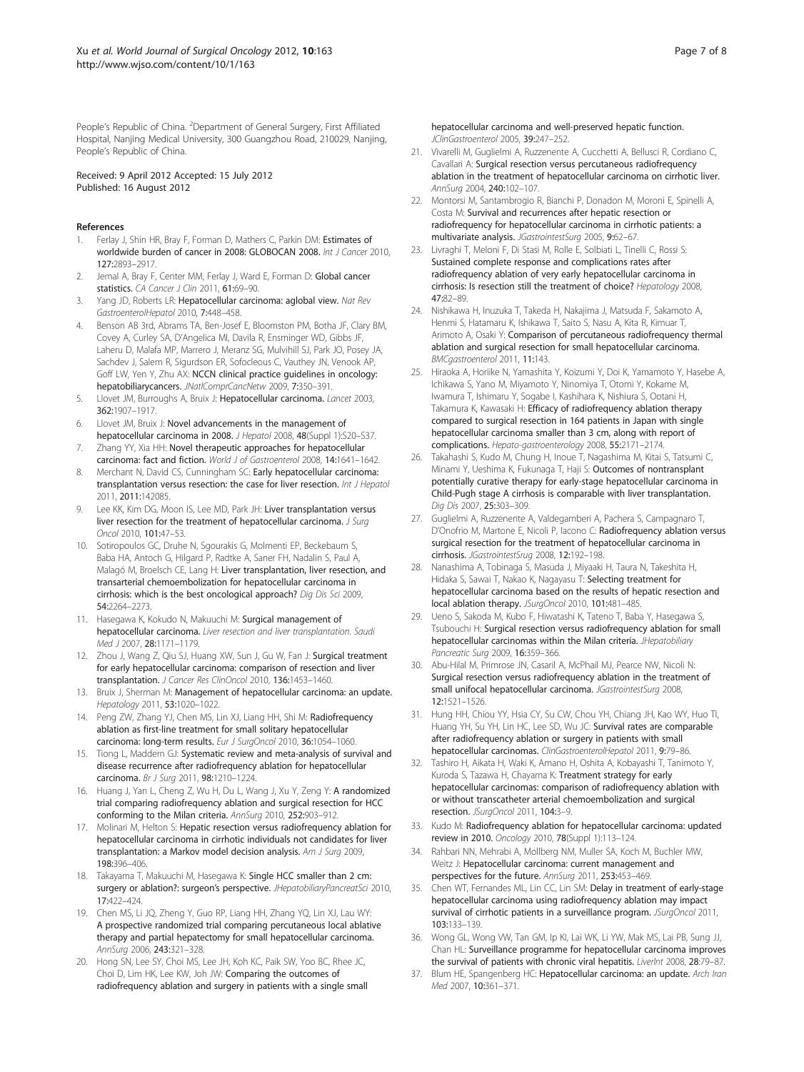People's Republic of China. [2]Department of General Surgery, First Affiliated Hospital, Nanjing Medical University, 300 Guangzhou Road, 210029, Nanjing, People's Republic of China.

Received: 9 April 2012 Accepted: 15 July 2012
Published: 16 August 2012

## References

1. Ferlay J, Shin HR, Bray F, Forman D, Mathers C, Parkin DM: **Estimates of worldwide burden of cancer in 2008: GLOBOCAN 2008.** *Int J Cancer* 2010, **127:**2893–2917.
2. Jemal A, Bray F, Center MM, Ferlay J, Ward E, Forman D: **Global cancer statistics.** *CA Cancer J Clin* 2011, **61:**69–90.
3. Yang JD, Roberts LR: **Hepatocellular carcinoma: aglobal view.** *Nat Rev GastroenterolHepatol* 2010, **7:**448–458.
4. Benson AB 3rd, Abrams TA, Ben-Josef E, Bloomston PM, Botha JF, Clary BM, Covey A, Curley SA, D'Angelica MI, Davila R, Ensminger WD, Gibbs JF, Laheru D, Malafa MP, Marrero J, Meranz SG, Mulvihill SJ, Park JO, Posey JA, Sachdev J, Salem R, Sigurdson ER, Sofocleous C, Vauthey JN, Venook AP, Goff LW, Yen Y, Zhu AX: **NCCN clinical practice guidelines in oncology: hepatobiliarycancers.** *JNatlComprCancNetw* 2009, **7:**350–391.
5. Llovet JM, Burroughs A, Bruix J: **Hepatocellular carcinoma.** *Lancet* 2003, **362:**1907–1917.
6. Llovet JM, Bruix J: **Novel advancements in the management of hepatocellular carcinoma in 2008.** *J Hepatol* 2008, **48**(Suppl 1):S20–S37.
7. Zhang YY, Xia HH: **Novel therapeutic approaches for hepatocellular carcinoma: fact and fiction.** *World J of Gastroenterol* 2008, **14:**1641–1642.
8. Merchant N, David CS, Cunningham SC: **Early hepatocellular carcinoma: transplantation versus resection: the case for liver resection.** *Int J Hepatol* 2011, **2011:**142085.
9. Lee KK, Kim DG, Moon IS, Lee MD, Park JH: **Liver transplantation versus liver resection for the treatment of hepatocellular carcinoma.** *J Surg Oncol* 2010, **101:**47–53.
10. Sotiropoulos GC, Druhe N, Sgourakis G, Molmenti EP, Beckebaum S, Baba HA, Antoch G, Hilgard P, Radtke A, Saner FH, Nadalin S, Paul A, Malagó M, Broelsch CE, Lang H: **Liver transplantation, liver resection, and transarterial chemoembolization for hepatocellular carcinoma in cirrhosis: which is the best oncological approach?** *Dig Dis Sci* 2009, **54:**2264–2273.
11. Hasegawa K, Kokudo N, Makuuchi M: **Surgical management of hepatocellular carcinoma.** *Liver resection and liver transplantation. Saudi Med J* 2007, **28:**1171–1179.
12. Zhou J, Wang Z, Qiu SJ, Huang XW, Sun J, Gu W, Fan J: **Surgical treatment for early hepatocellular carcinoma: comparison of resection and liver transplantation.** *J Cancer Res ClinOncol* 2010, **136:**1453–1460.
13. Bruix J, Sherman M: **Management of hepatocellular carcinoma: an update.** *Hepatology* 2011, **53:**1020–1022.
14. Peng ZW, Zhang YJ, Chen MS, Lin XJ, Liang HH, Shi M: **Radiofrequency ablation as first-line treatment for small solitary hepatocellular carcinoma: long-term results.** *Eur J SurgOncol* 2010, **36:**1054–1060.
15. Tiong L, Maddern GJ: **Systematic review and meta-analysis of survival and disease recurrence after radiofrequency ablation for hepatocellular carcinoma.** *Br J Surg* 2011, **98:**1210–1224.
16. Huang J, Yan L, Cheng Z, Wu H, Du L, Wang J, Xu Y, Zeng Y: **A randomized trial comparing radiofrequency ablation and surgical resection for HCC conforming to the Milan criteria.** *AnnSurg* 2010, **252:**903–912.
17. Molinari M, Helton S: **Hepatic resection versus radiofrequency ablation for hepatocellular carcinoma in cirrhotic individuals not candidates for liver transplantation: a Markov model decision analysis.** *Am J Surg* 2009, **198:**396–406.
18. Takayama T, Makuuchi M, Hasegawa K: **Single HCC smaller than 2 cm: surgery or ablation?: surgeon's perspective.** *JHepatobiliaryPancreatSci* 2010, **17:**422–424.
19. Chen MS, Li JQ, Zheng Y, Guo RP, Liang HH, Zhang YQ, Lin XJ, Lau WY: **A prospective randomized trial comparing percutaneous local ablative therapy and partial hepatectomy for small hepatocellular carcinoma.** *AnnSurg* 2006, **243:**321–328.
20. Hong SN, Lee SY, Choi MS, Lee JH, Koh KC, Paik SW, Yoo BC, Rhee JC, Choi D, Lim HK, Lee KW, Joh JW: **Comparing the outcomes of radiofrequency ablation and surgery in patients with a single small hepatocellular carcinoma and well-preserved hepatic function.** *JClinGastroenterol* 2005, **39:**247–252.
21. Vivarelli M, Guglielmi A, Ruzzenente A, Cucchetti A, Bellusci R, Cordiano C, Cavallari A: **Surgical resection versus percutaneous radiofrequency ablation in the treatment of hepatocellular carcinoma on cirrhotic liver.** *AnnSurg* 2004, **240:**102–107.
22. Montorsi M, Santambrogio R, Bianchi P, Donadon M, Moroni E, Spinelli A, Costa M: **Survival and recurrences after hepatic resection or radiofrequency for hepatocellular carcinoma in cirrhotic patients: a multivariate analysis.** *JGastrointestSurg* 2005, **9:**62–67.
23. Livraghi T, Meloni F, Di Stasi M, Rolle E, Solbiati L, Tinelli C, Rossi S: **Sustained complete response and complications rates after radiofrequency ablation of very early hepatocellular carcinoma in cirrhosis: Is resection still the treatment of choice?** *Hepatology* 2008, **47:**82–89.
24. Nishikawa H, Inuzuka T, Takeda H, Nakajima J, Matsuda F, Sakamoto A, Henmi S, Hatamaru K, Ishikawa T, Saito S, Nasu A, Kita R, Kimuar T, Arimoto A, Osaki Y: **Comparison of percutaneous radiofrequency thermal ablation and surgical resection for small hepatocellular carcinoma.** *BMCgastroenterol* 2011, **11:**143.
25. Hiraoka A, Horiike N, Yamashita Y, Koizumi Y, Doi K, Yamamoto Y, Hasebe A, Ichikawa S, Yano M, Miyamoto Y, Ninomiya T, Otomi Y, Kokame M, Iwamura T, Ishimaru Y, Sogabe I, Kashihara K, Nishiura S, Ootani H, Takamura K, Kawasaki H: **Efficacy of radiofrequency ablation therapy compared to surgical resection in 164 patients in Japan with single hepatocellular carcinoma smaller than 3 cm, along with report of complications.** *Hepato-gastroenterology* 2008, **55:**2171–2174.
26. Takahashi S, Kudo M, Chung H, Inoue T, Nagashima M, Kitai S, Tatsumi C, Minami Y, Ueshima K, Fukunaga T, Haji S: **Outcomes of nontransplant potentially curative therapy for early-stage hepatocellular carcinoma in Child-Pugh stage A cirrhosis is comparable with liver transplantation.** *Dig Dis* 2007, **25:**303–309.
27. Guglielmi A, Ruzzenente A, Valdegamberi A, Pachera S, Campagnaro T, D'Onofrio M, Martone E, Nicoli P, Iacono C: **Radiofrequency ablation versus surgical resection for the treatment of hepatocellular carcinoma in cirrhosis.** *JGastrointestSrug* 2008, **12:**192–198.
28. Nanashima A, Tobinaga S, Masuda J, Miyaaki H, Taura N, Takeshita H, Hidaka S, Sawai T, Nakao K, Nagayasu T: **Selecting treatment for hepatocellular carcinoma based on the results of hepatic resection and local ablation therapy.** *JSurgOncol* 2010, **101:**481–485.
29. Ueno S, Sakoda M, Kubo F, Hiwatashi K, Tateno T, Baba Y, Hasegawa S, Tsubouchi H: **Surgical resection versus radiofrequency ablation for small hepatocellular carcinomas within the Milan criteria.** *JHepatobiliary Pancreatic Surg* 2009, **16:**359–366.
30. Abu-Hilal M, Primrose JN, Casaril A, McPhail MJ, Pearce NW, Nicoli N: **Surgical resection versus radiofrequency ablation in the treatment of small unifocal hepatocellular carcinoma.** *JGastrointestSurg* 2008, **12:**1521–1526.
31. Hung HH, Chiou YY, Hsia CY, Su CW, Chou YH, Chiang JH, Kao WY, Huo TI, Huang YH, Su YH, Lin HC, Lee SD, Wu JC: **Survival rates are comparable after radiofrequency ablation or surgery in patients with small hepatocellular carcinomas.** *ClinGastroenterolHepatol* 2011, **9:**79–86.
32. Tashiro H, Aikata H, Waki K, Amano H, Oshita A, Kobayashi T, Tanimoto Y, Kuroda S, Tazawa H, Chayama K: **Treatment strategy for early hepatocellular carcinomas: comparison of radiofrequency ablation with or without transcatheter arterial chemoembolization and surgical resection.** *JSurgOncol* 2011, **104:**3–9.
33. Kudo M: **Radiofrequency ablation for hepatocellular carcinoma: updated review in 2010.** *Oncology* 2010, **78**(Suppl 1):113–124.
34. Rahbari NN, Mehrabi A, Mollberg NM, Muller SA, Koch M, Buchler MW, Weitz J: **Hepatocellular carcinoma: current management and perspectives for the future.** *AnnSurg* 2011, **253:**453–469.
35. Chen WT, Fernandes ML, Lin CC, Lin SM: **Delay in treatment of early-stage hepatocellular carcinoma using radiofrequency ablation may impact survival of cirrhotic patients in a surveillance program.** *JSurgOncol* 2011, **103:**133–139.
36. Wong GL, Wong VW, Tan GM, Ip KI, Lai WK, Li YW, Mak MS, Lai PB, Sung JJ, Chan HL: **Surveillance programme for hepatocellular carcinoma improves the survival of patients with chronic viral hepatitis.** *LiverInt* 2008, **28:**79–87.
37. Blum HE, Spangenberg HC: **Hepatocellular carcinoma: an update.** *Arch Iran Med* 2007, **10:**361–371.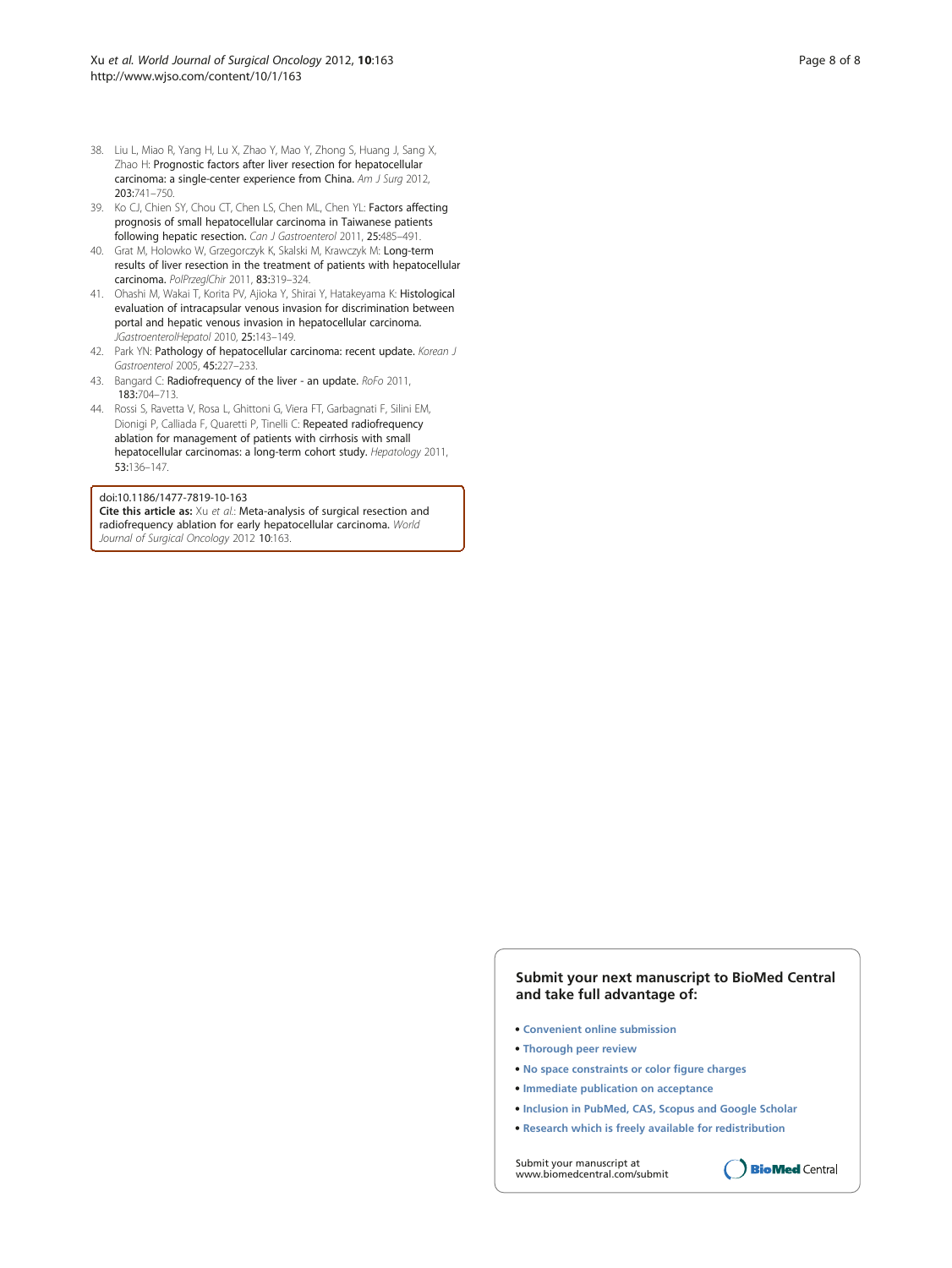38. Liu L, Miao R, Yang H, Lu X, Zhao Y, Mao Y, Zhong S, Huang J, Sang X, Zhao H: **Prognostic factors after liver resection for hepatocellular carcinoma: a single-center experience from China.** *Am J Surg* 2012, **203:**741–750.
39. Ko CJ, Chien SY, Chou CT, Chen LS, Chen ML, Chen YL: **Factors affecting prognosis of small hepatocellular carcinoma in Taiwanese patients following hepatic resection.** *Can J Gastroenterol* 2011, **25:**485–491.
40. Grat M, Holowko W, Grzegorczyk K, Skalski M, Krawczyk M: **Long-term results of liver resection in the treatment of patients with hepatocellular carcinoma.** *PolPrzeglChir* 2011, **83:**319–324.
41. Ohashi M, Wakai T, Korita PV, Ajioka Y, Shirai Y, Hatakeyama K: **Histological evaluation of intracapsular venous invasion for discrimination between portal and hepatic venous invasion in hepatocellular carcinoma.** *JGastroenterolHepatol* 2010, **25:**143–149.
42. Park YN: **Pathology of hepatocellular carcinoma: recent update.** *Korean J Gastroenterol* 2005, **45:**227–233.
43. Bangard C: **Radiofrequency of the liver - an update.** *RoFo* 2011, **183:**704–713.
44. Rossi S, Ravetta V, Rosa L, Ghittoni G, Viera FT, Garbagnati F, Silini EM, Dionigi P, Calliada F, Quaretti P, Tinelli C: **Repeated radiofrequency ablation for management of patients with cirrhosis with small hepatocellular carcinomas: a long-term cohort study.** *Hepatology* 2011, **53:**136–147.

doi:10.1186/1477-7819-10-163
**Cite this article as:** Xu *et al.*: Meta-analysis of surgical resection and radiofrequency ablation for early hepatocellular carcinoma. *World Journal of Surgical Oncology* 2012 **10**:163.

**Submit your next manuscript to BioMed Central and take full advantage of:**

- **Convenient online submission**
- **Thorough peer review**
- **No space constraints or color figure charges**
- **Immediate publication on acceptance**
- **Inclusion in PubMed, CAS, Scopus and Google Scholar**
- **Research which is freely available for redistribution**

Submit your manuscript at
www.biomedcentral.com/submit

BioMed Central